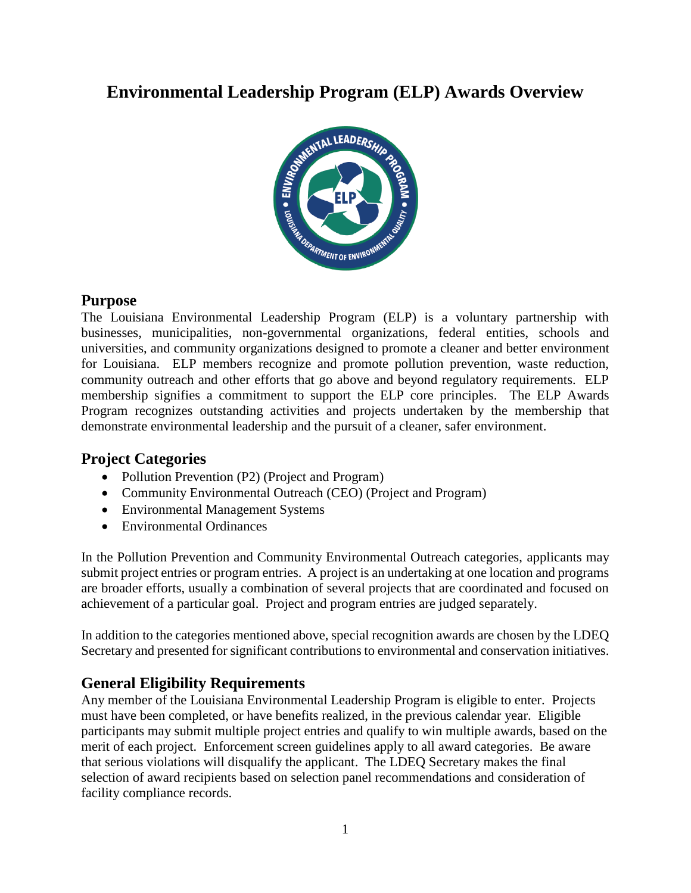# Environmental Leadership Program (ELP) Awards Overview

## Purpose

The Louisiana Environmental Leadership Program (ELP) is a voluntary partnership with businesses, municipalities, non-governmental organizations, federal entities, schools and universities, and community organizations designed to promote a cleaner and better environment for Louisiana. ELP members recognize and promote pollution prevention, waste reduction, community outreach and other efforts that go above and beyond regulatory requirements. ELP membership signifies a commitment to support the ELP core principles. The ELP Awards Program recognizes outstanding activities and projects undertaken by the membership that demonstrate environmental leadership and the pursuit of a cleaner, safer environment.

## Project Categories

- Pollution Prevention (P2) (Project and Program)
- Community Environmental Outreach (CEO) (Project and Program)
- Environmental Management Systems
- Environmental Ordinances

In the Pollution Prevention and Community Environmental Outreach categories, applicants may submit project entries or program entries. A project is an undertaking at one location and programs are broader efforts, usually a combination of several projects that are coordinated and focused on achievement of a particular goal. Project and program entries are judged separately.

In addition to the categories mentioned above, special recognition awards are chosen by the LDEQ Secretary and presented for significant contributions to environmental and conservation initiatives.

## General Eligibility Requirements

Any member of the Louisiana Environmental Leadership Program is eligible to enter. Projects must have been completed, or have benefits realized, in the previous calendar year. Eligible participants may submit multiple project entries and qualify to win multiple awards, based on the merit of each project. Enforcement screen guidelines apply to all award categories. Be aware that serious violations will disqualify the applicant. The LDEQ Secretary makes the final selection of award recipients based on selection panel recommendations and consideration of facility compliance records.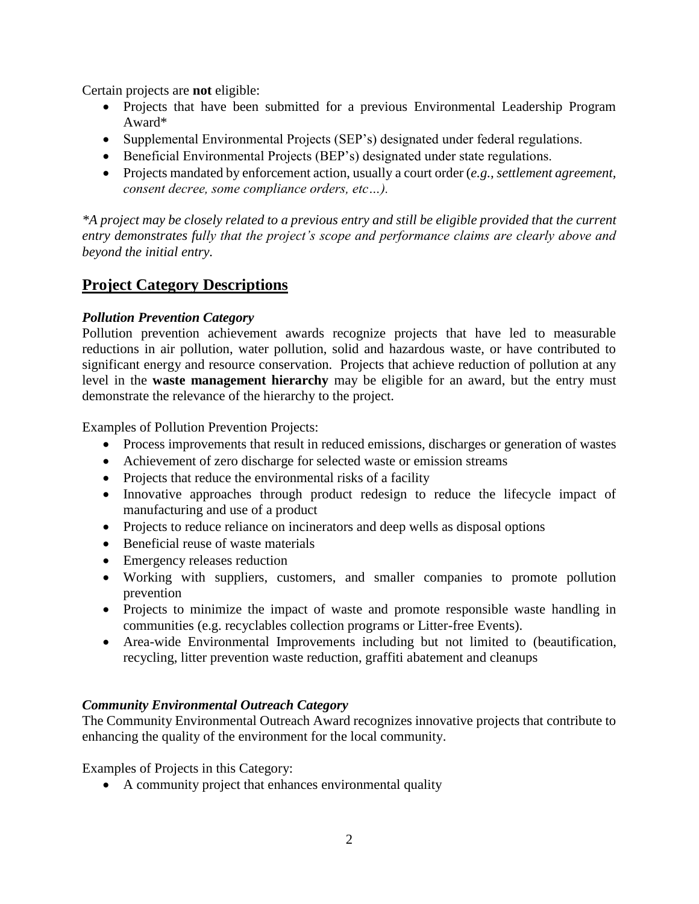Certain projects are **not** eligible:

- Projects that have been submitted for a previous Environmental Leadership Program Award*
- Supplemental Environmental Projects (SEP's) designated under federal regulations.
- Beneficial Environmental Projects (BEP's) designated under state regulations.
- Projects mandated by enforcement action, usually a court order (*e.g., settlement agreement, consent decree, some compliance orders, etc…).*

**A project may be closely related to a previous entry and still be eligible provided that the current entry demonstrates fully that the project's scope and performance claims are clearly above and beyond the initial entry.*

## Project Category Descriptions

***Pollution Prevention Category***

Pollution prevention achievement awards recognize projects that have led to measurable reductions in air pollution, water pollution, solid and hazardous waste, or have contributed to significant energy and resource conservation. Projects that achieve reduction of pollution at any level in the **waste management hierarchy** may be eligible for an award, but the entry must demonstrate the relevance of the hierarchy to the project.

Examples of Pollution Prevention Projects:

- Process improvements that result in reduced emissions, discharges or generation of wastes
- Achievement of zero discharge for selected waste or emission streams
- Projects that reduce the environmental risks of a facility
- Innovative approaches through product redesign to reduce the lifecycle impact of manufacturing and use of a product
- Projects to reduce reliance on incinerators and deep wells as disposal options
- Beneficial reuse of waste materials
- Emergency releases reduction
- Working with suppliers, customers, and smaller companies to promote pollution prevention
- Projects to minimize the impact of waste and promote responsible waste handling in communities (e.g. recyclables collection programs or Litter-free Events).
- Area-wide Environmental Improvements including but not limited to (beautification, recycling, litter prevention waste reduction, graffiti abatement and cleanups

***Community Environmental Outreach Category***

The Community Environmental Outreach Award recognizes innovative projects that contribute to enhancing the quality of the environment for the local community.

Examples of Projects in this Category:

- A community project that enhances environmental quality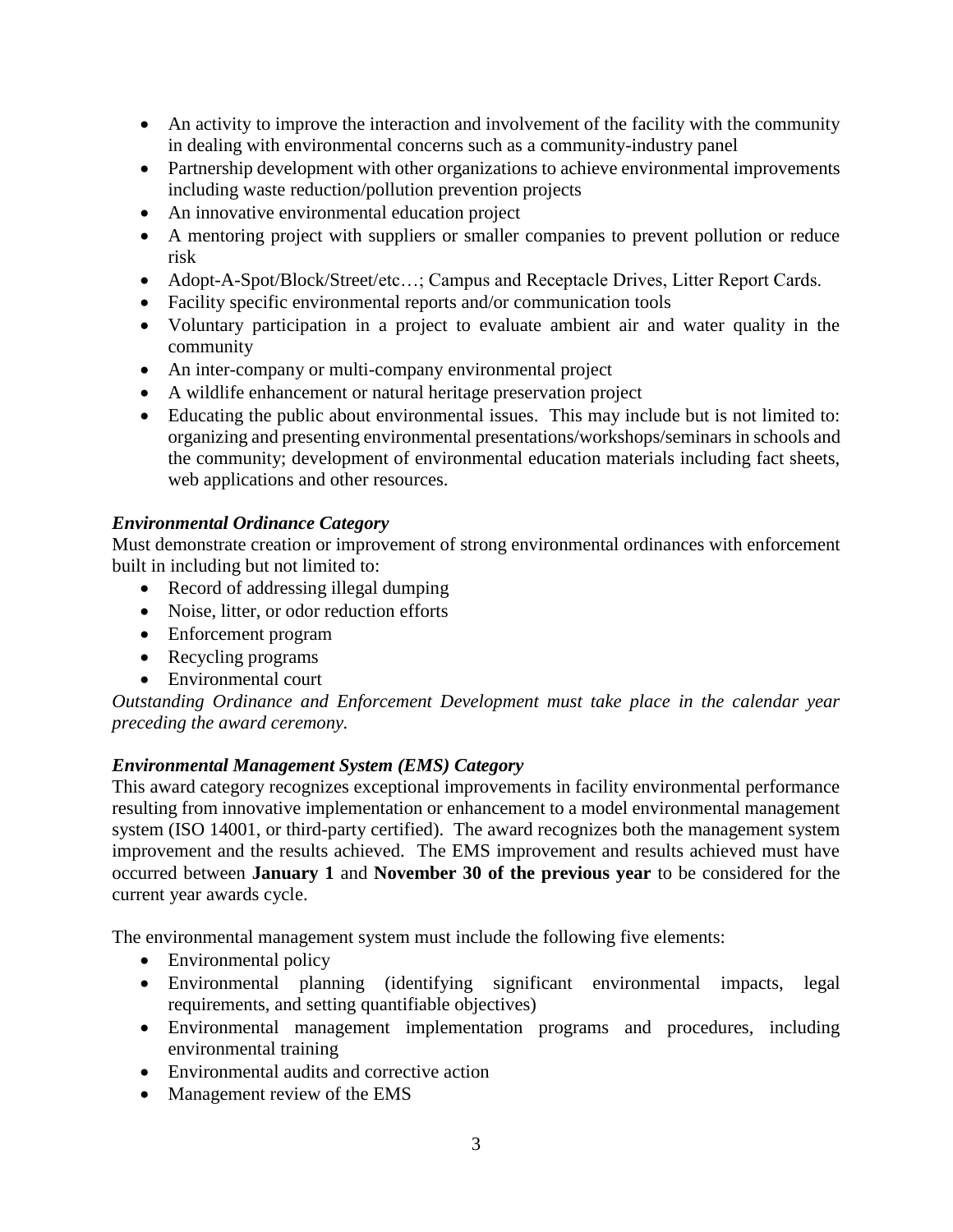- An activity to improve the interaction and involvement of the facility with the community in dealing with environmental concerns such as a community-industry panel
- Partnership development with other organizations to achieve environmental improvements including waste reduction/pollution prevention projects
- An innovative environmental education project
- A mentoring project with suppliers or smaller companies to prevent pollution or reduce risk
- Adopt-A-Spot/Block/Street/etc…; Campus and Receptacle Drives, Litter Report Cards.
- Facility specific environmental reports and/or communication tools
- Voluntary participation in a project to evaluate ambient air and water quality in the community
- An inter-company or multi-company environmental project
- A wildlife enhancement or natural heritage preservation project
- Educating the public about environmental issues. This may include but is not limited to: organizing and presenting environmental presentations/workshops/seminars in schools and the community; development of environmental education materials including fact sheets, web applications and other resources.

***Environmental Ordinance Category***

Must demonstrate creation or improvement of strong environmental ordinances with enforcement built in including but not limited to:

- Record of addressing illegal dumping
- Noise, litter, or odor reduction efforts
- Enforcement program
- Recycling programs
- Environmental court

*Outstanding Ordinance and Enforcement Development must take place in the calendar year preceding the award ceremony.*

***Environmental Management System (EMS) Category***

This award category recognizes exceptional improvements in facility environmental performance resulting from innovative implementation or enhancement to a model environmental management system (ISO 14001, or third-party certified). The award recognizes both the management system improvement and the results achieved. The EMS improvement and results achieved must have occurred between **January 1** and **November 30 of the previous year** to be considered for the current year awards cycle.

The environmental management system must include the following five elements:

- Environmental policy
- Environmental planning (identifying significant environmental impacts, legal requirements, and setting quantifiable objectives)
- Environmental management implementation programs and procedures, including environmental training
- Environmental audits and corrective action
- Management review of the EMS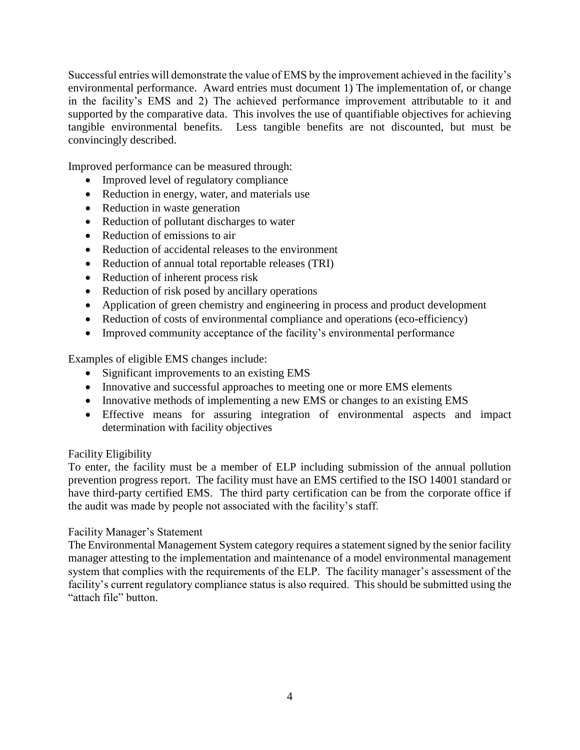Successful entries will demonstrate the value of EMS by the improvement achieved in the facility's environmental performance. Award entries must document 1) The implementation of, or change in the facility's EMS and 2) The achieved performance improvement attributable to it and supported by the comparative data. This involves the use of quantifiable objectives for achieving tangible environmental benefits. Less tangible benefits are not discounted, but must be convincingly described.

Improved performance can be measured through:

- Improved level of regulatory compliance
- Reduction in energy, water, and materials use
- Reduction in waste generation
- Reduction of pollutant discharges to water
- Reduction of emissions to air
- Reduction of accidental releases to the environment
- Reduction of annual total reportable releases (TRI)
- Reduction of inherent process risk
- Reduction of risk posed by ancillary operations
- Application of green chemistry and engineering in process and product development
- Reduction of costs of environmental compliance and operations (eco-efficiency)
- Improved community acceptance of the facility's environmental performance

Examples of eligible EMS changes include:

- Significant improvements to an existing EMS
- Innovative and successful approaches to meeting one or more EMS elements
- Innovative methods of implementing a new EMS or changes to an existing EMS
- Effective means for assuring integration of environmental aspects and impact determination with facility objectives

Facility Eligibility

To enter, the facility must be a member of ELP including submission of the annual pollution prevention progress report. The facility must have an EMS certified to the ISO 14001 standard or have third-party certified EMS. The third party certification can be from the corporate office if the audit was made by people not associated with the facility's staff.

Facility Manager's Statement

The Environmental Management System category requires a statement signed by the senior facility manager attesting to the implementation and maintenance of a model environmental management system that complies with the requirements of the ELP. The facility manager's assessment of the facility's current regulatory compliance status is also required. This should be submitted using the "attach file" button.